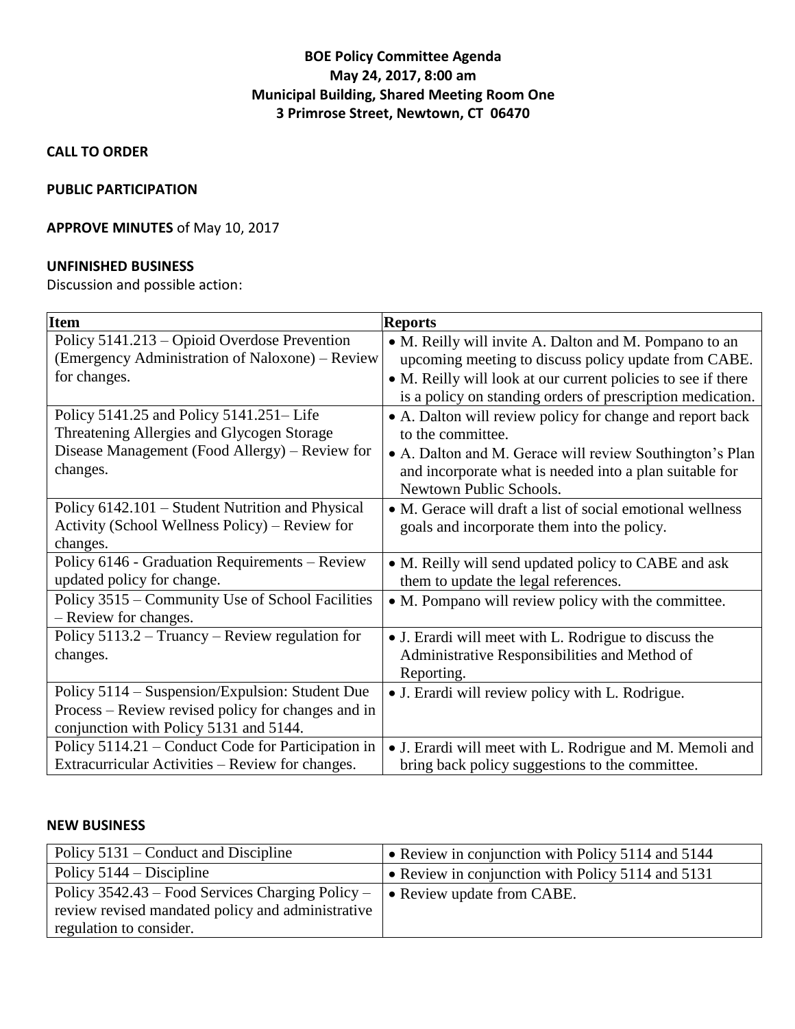**BOE Policy Committee Agenda**
**May 24, 2017, 8:00 am**
**Municipal Building, Shared Meeting Room One**
**3 Primrose Street, Newtown, CT 06470**

**CALL TO ORDER**

**PUBLIC PARTICIPATION**

**APPROVE MINUTES** of May 10, 2017

**UNFINISHED BUSINESS**

Discussion and possible action:

| **Item** | **Reports** |
|---|---|
| Policy 5141.213 – Opioid Overdose Prevention (Emergency Administration of Naloxone) – Review for changes. | • M. Reilly will invite A. Dalton and M. Pompano to an upcoming meeting to discuss policy update from CABE.<br>• M. Reilly will look at our current policies to see if there is a policy on standing orders of prescription medication. |
| Policy 5141.25 and Policy 5141.251– Life Threatening Allergies and Glycogen Storage Disease Management (Food Allergy) – Review for changes. | • A. Dalton will review policy for change and report back to the committee.<br>• A. Dalton and M. Gerace will review Southington's Plan and incorporate what is needed into a plan suitable for Newtown Public Schools. |
| Policy 6142.101 – Student Nutrition and Physical Activity (School Wellness Policy) – Review for changes. | • M. Gerace will draft a list of social emotional wellness goals and incorporate them into the policy. |
| Policy 6146 - Graduation Requirements – Review updated policy for change. | • M. Reilly will send updated policy to CABE and ask them to update the legal references. |
| Policy 3515 – Community Use of School Facilities – Review for changes. | • M. Pompano will review policy with the committee. |
| Policy 5113.2 – Truancy – Review regulation for changes. | • J. Erardi will meet with L. Rodrigue to discuss the Administrative Responsibilities and Method of Reporting. |
| Policy 5114 – Suspension/Expulsion: Student Due Process – Review revised policy for changes and in conjunction with Policy 5131 and 5144. | • J. Erardi will review policy with L. Rodrigue. |
| Policy 5114.21 – Conduct Code for Participation in Extracurricular Activities – Review for changes. | • J. Erardi will meet with L. Rodrigue and M. Memoli and bring back policy suggestions to the committee. |

**NEW BUSINESS**

| | |
|---|---|
| Policy 5131 – Conduct and Discipline | • Review in conjunction with Policy 5114 and 5144 |
| Policy 5144 – Discipline | • Review in conjunction with Policy 5114 and 5131 |
| Policy 3542.43 – Food Services Charging Policy – review revised mandated policy and administrative regulation to consider. | • Review update from CABE. |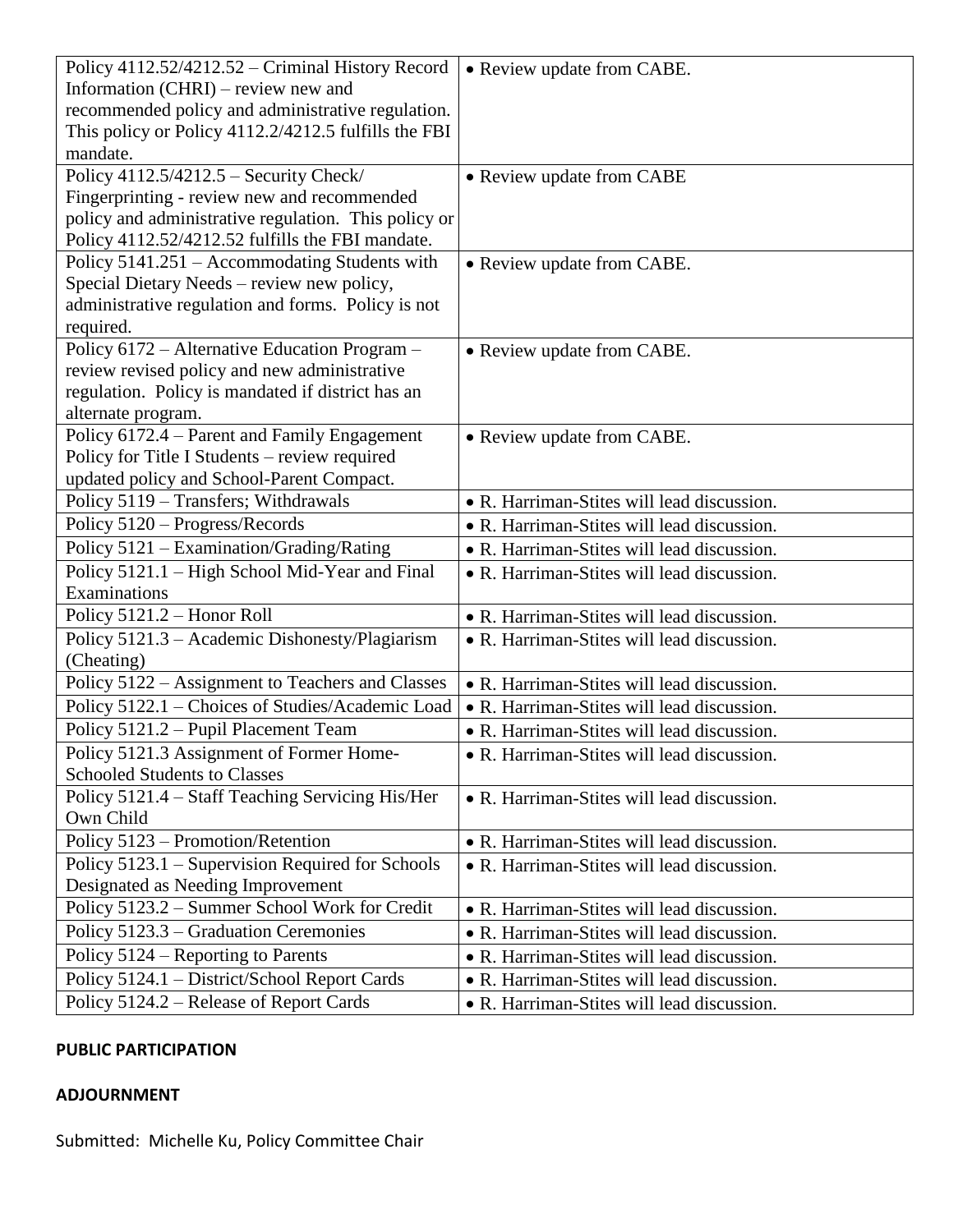| | |
|---|---|
| Policy 4112.52/4212.52 – Criminal History Record Information (CHRI) – review new and recommended policy and administrative regulation. This policy or Policy 4112.2/4212.5 fulfills the FBI mandate. | • Review update from CABE. |
| Policy 4112.5/4212.5 – Security Check/ Fingerprinting - review new and recommended policy and administrative regulation. This policy or Policy 4112.52/4212.52 fulfills the FBI mandate. | • Review update from CABE |
| Policy 5141.251 – Accommodating Students with Special Dietary Needs – review new policy, administrative regulation and forms. Policy is not required. | • Review update from CABE. |
| Policy 6172 – Alternative Education Program – review revised policy and new administrative regulation. Policy is mandated if district has an alternate program. | • Review update from CABE. |
| Policy 6172.4 – Parent and Family Engagement Policy for Title I Students – review required updated policy and School-Parent Compact. | • Review update from CABE. |
| Policy 5119 – Transfers; Withdrawals | • R. Harriman-Stites will lead discussion. |
| Policy 5120 – Progress/Records | • R. Harriman-Stites will lead discussion. |
| Policy 5121 – Examination/Grading/Rating | • R. Harriman-Stites will lead discussion. |
| Policy 5121.1 – High School Mid-Year and Final Examinations | • R. Harriman-Stites will lead discussion. |
| Policy 5121.2 – Honor Roll | • R. Harriman-Stites will lead discussion. |
| Policy 5121.3 – Academic Dishonesty/Plagiarism (Cheating) | • R. Harriman-Stites will lead discussion. |
| Policy 5122 – Assignment to Teachers and Classes | • R. Harriman-Stites will lead discussion. |
| Policy 5122.1 – Choices of Studies/Academic Load | • R. Harriman-Stites will lead discussion. |
| Policy 5121.2 – Pupil Placement Team | • R. Harriman-Stites will lead discussion. |
| Policy 5121.3 Assignment of Former Home-Schooled Students to Classes | • R. Harriman-Stites will lead discussion. |
| Policy 5121.4 – Staff Teaching Servicing His/Her Own Child | • R. Harriman-Stites will lead discussion. |
| Policy 5123 – Promotion/Retention | • R. Harriman-Stites will lead discussion. |
| Policy 5123.1 – Supervision Required for Schools Designated as Needing Improvement | • R. Harriman-Stites will lead discussion. |
| Policy 5123.2 – Summer School Work for Credit | • R. Harriman-Stites will lead discussion. |
| Policy 5123.3 – Graduation Ceremonies | • R. Harriman-Stites will lead discussion. |
| Policy 5124 – Reporting to Parents | • R. Harriman-Stites will lead discussion. |
| Policy 5124.1 – District/School Report Cards | • R. Harriman-Stites will lead discussion. |
| Policy 5124.2 – Release of Report Cards | • R. Harriman-Stites will lead discussion. |

**PUBLIC PARTICIPATION**

**ADJOURNMENT**

Submitted: Michelle Ku, Policy Committee Chair